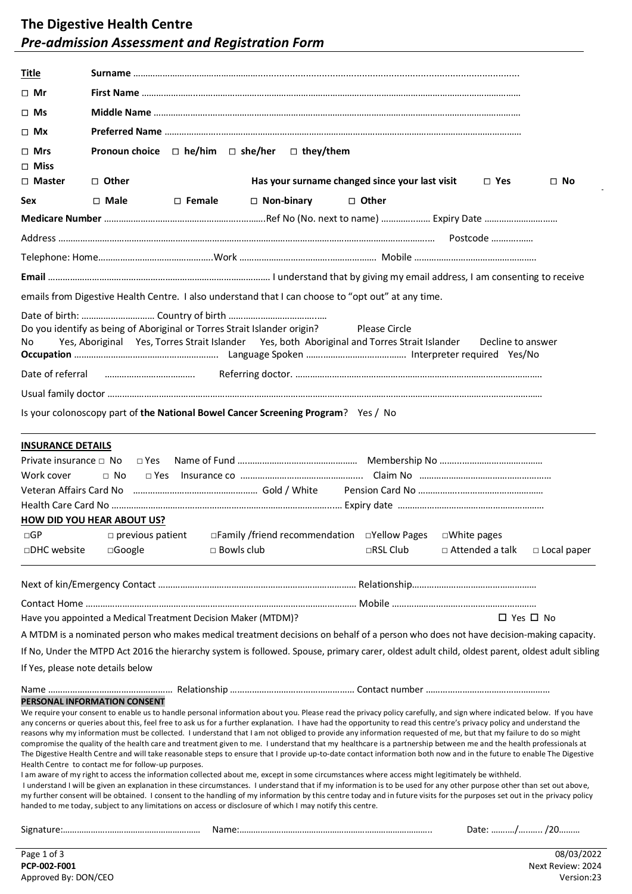# The Digestive Health Centre

## *Pre-admission Assessment and Registration Form*

**Title**

- □ **Mr**
- □ **Ms**
- □ **Mx**
- □ **Mrs**
- □ **Miss**
- □ **Master**
- □ **Other**

**Surname** ……………………………………………………………………………………………………………………

**First Name** ……………………………………………………………………………………………………………………

**Middle Name** ……………………………………………………………………………………………………………………

**Preferred Name** ……………………………………………………………………………………………………………………

**Pronoun choice** □ **he/him** □ **she/her** □ **they/them**

**Has your surname changed since your last visit** □ **Yes** □ **No**

**Sex** □ **Male** □ **Female** □ **Non-binary** □ **Other**

**Medicare Number** ………………………………………………………Ref No (No. next to name) ……………… Expiry Date …………………………

Address ……………………………………………………………………………………………………………………… Postcode ……………

Telephone: Home………………………………………Work …………………………………………… Mobile …………………………………………

**Email** ……………………………………………………………………………… I understand that by giving my email address, I am consenting to receive emails from Digestive Health Centre. I also understand that I can choose to "opt out" at any time.

Date of birth: ………………………… Country of birth …………………………………

Do you identify as being of Aboriginal or Torres Strait Islander origin? Please Circle

No Yes, Aboriginal Yes, Torres Strait Islander Yes, both Aboriginal and Torres Strait Islander Decline to answer

**Occupation** ……………………………………………… Language Spoken ………………………………… Interpreter required Yes/No

Date of referral ……………………………… Referring doctor. ……………………………………………………………………………………

Usual family doctor ……………………………………………………………………………………………………………………………………

Is your colonoscopy part of **the National Bowel Cancer Screening Program**? Yes / No

---

**INSURANCE DETAILS**

Private insurance □ No □ Yes Name of Fund ………………………………………… Membership No …………………………………

Work cover □ No □ Yes Insurance co ………………………………………… Claim No ……………………………………………

Veteran Affairs Card No ………………………………………… Gold / White Pension Card No …………………………………………

Health Care Card No ……………………………………………………………………………… Expiry date …………………………………………………

**HOW DID YOU HEAR ABOUT US?**

□GP □ previous patient □Family /friend recommendation □Yellow Pages □White pages

□DHC website □Google □ Bowls club □RSL Club □ Attended a talk □ Local paper

---

Next of kin/Emergency Contact ……………………………………………………………………… Relationship…………………………………………

Contact Home ……………………………………………………………………………………………… Mobile ……………………………………………………

Have you appointed a Medical Treatment Decision Maker (MTDM)? □ Yes □ No

A MTDM is a nominated person who makes medical treatment decisions on behalf of a person who does not have decision-making capacity.

If No, Under the MTPD Act 2016 the hierarchy system is followed. Spouse, primary carer, oldest adult child, oldest parent, oldest adult sibling

If Yes, please note details below

Name …………………………………………… Relationship …………………………………………… Contact number ……………………………………………

**PERSONAL INFORMATION CONSENT**

We require your consent to enable us to handle personal information about you. Please read the privacy policy carefully, and sign where indicated below. If you have any concerns or queries about this, feel free to ask us for a further explanation. I have had the opportunity to read this centre's privacy policy and understand the reasons why my information must be collected. I understand that I am not obliged to provide any information requested of me, but that my failure to do so might compromise the quality of the health care and treatment given to me. I understand that my healthcare is a partnership between me and the health professionals at The Digestive Health Centre and will take reasonable steps to ensure that I provide up-to-date contact information both now and in the future to enable The Digestive Health Centre to contact me for follow-up purposes.

I am aware of my right to access the information collected about me, except in some circumstances where access might legitimately be withheld.

I understand I will be given an explanation in these circumstances. I understand that if my information is to be used for any other purpose other than set out above, my further consent will be obtained. I consent to the handling of my information by this centre today and in future visits for the purposes set out in the privacy policy handed to me today, subject to any limitations on access or disclosure of which I may notify this centre.

Signature:………………………………………………… Name:……………………………………………………………………….. Date: ………/……... /20………

**PCP-002-F001** 08/03/2022

Approved By: DON/CEO Next Review: 2024

Version:23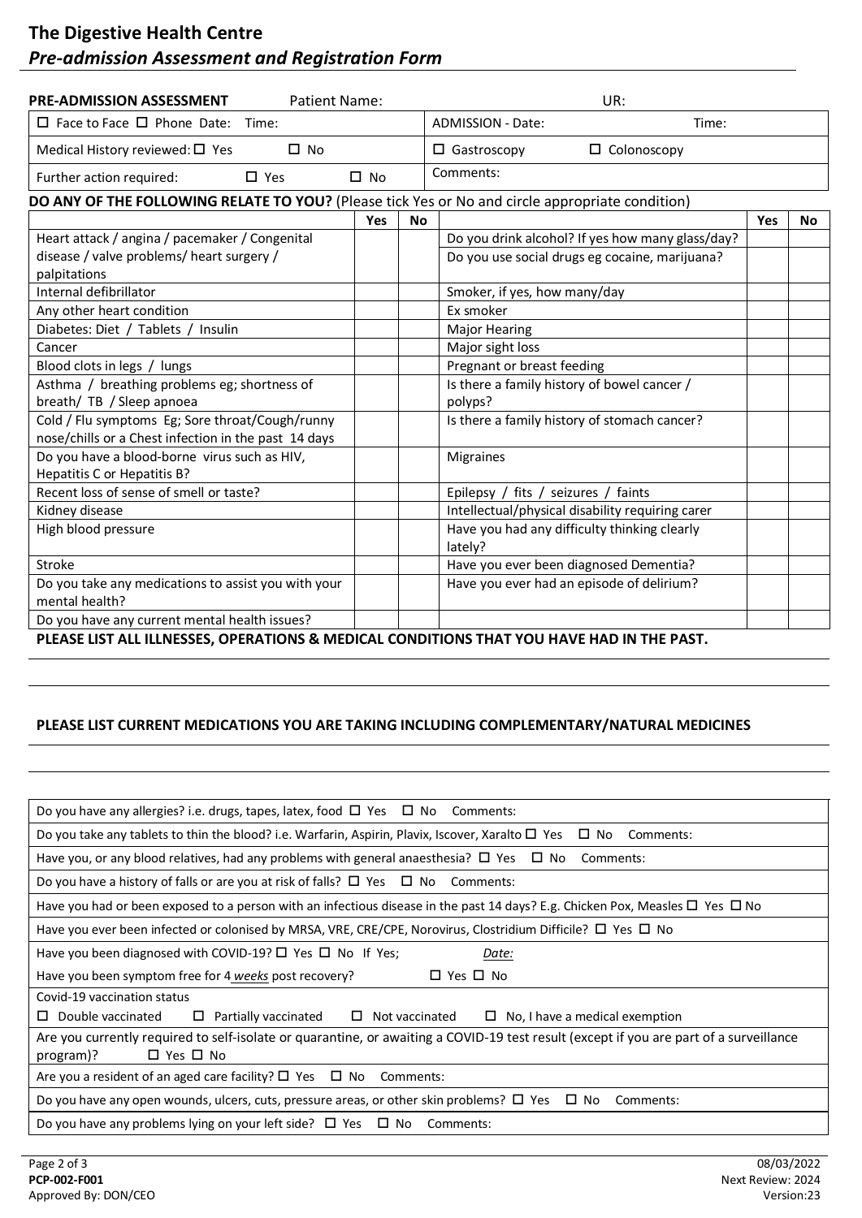# The Digestive Health Centre

## *Pre-admission Assessment and Registration Form*

| **PRE-ADMISSION ASSESSMENT** Patient Name: | UR: |
|---|---|
| ☐ Face to Face ☐ Phone Date: Time: | ADMISSION - Date: Time: |
| Medical History reviewed: ☐ Yes ☐ No | ☐ Gastroscopy ☐ Colonoscopy |
| Further action required: ☐ Yes ☐ No | Comments: |

**DO ANY OF THE FOLLOWING RELATE TO YOU?** (Please tick Yes or No and circle appropriate condition)

| | Yes | No | | Yes | No |
|---|---|---|---|---|---|
| Heart attack / angina / pacemaker / Congenital disease / valve problems/ heart surgery / palpitations | | | Do you drink alcohol? If yes how many glass/day? | | |
| | | | Do you use social drugs eg cocaine, marijuana? | | |
| Internal defibrillator | | | Smoker, if yes, how many/day | | |
| Any other heart condition | | | Ex smoker | | |
| Diabetes: Diet / Tablets / Insulin | | | Major Hearing | | |
| Cancer | | | Major sight loss | | |
| Blood clots in legs / lungs | | | Pregnant or breast feeding | | |
| Asthma / breathing problems eg; shortness of breath/ TB / Sleep apnoea | | | Is there a family history of bowel cancer / polyps? | | |
| Cold / Flu symptoms Eg; Sore throat/Cough/runny nose/chills or a Chest infection in the past 14 days | | | Is there a family history of stomach cancer? | | |
| Do you have a blood-borne virus such as HIV, Hepatitis C or Hepatitis B? | | | Migraines | | |
| Recent loss of sense of smell or taste? | | | Epilepsy / fits / seizures / faints | | |
| Kidney disease | | | Intellectual/physical disability requiring carer | | |
| High blood pressure | | | Have you had any difficulty thinking clearly lately? | | |
| Stroke | | | Have you ever been diagnosed Dementia? | | |
| Do you take any medications to assist you with your mental health? | | | Have you ever had an episode of delirium? | | |
| Do you have any current mental health issues? | | | | | |

**PLEASE LIST ALL ILLNESSES, OPERATIONS & MEDICAL CONDITIONS THAT YOU HAVE HAD IN THE PAST.**

---

---

**PLEASE LIST CURRENT MEDICATIONS YOU ARE TAKING INCLUDING COMPLEMENTARY/NATURAL MEDICINES**

---

---

| |
|---|
| Do you have any allergies? i.e. drugs, tapes, latex, food ☐ Yes ☐ No Comments: |
| Do you take any tablets to thin the blood? i.e. Warfarin, Aspirin, Plavix, Iscover, Xaralto ☐ Yes ☐ No Comments: |
| Have you, or any blood relatives, had any problems with general anaesthesia? ☐ Yes ☐ No Comments: |
| Do you have a history of falls or are you at risk of falls? ☐ Yes ☐ No Comments: |
| Have you had or been exposed to a person with an infectious disease in the past 14 days? E.g. Chicken Pox, Measles ☐ Yes ☐ No |
| Have you ever been infected or colonised by MRSA, VRE, CRE/CPE, Norovirus, Clostridium Difficile? ☐ Yes ☐ No |
| Have you been diagnosed with COVID-19? ☐ Yes ☐ No If Yes; *Date:* <br> Have you been symptom free for 4 ***weeks*** post recovery? ☐ Yes ☐ No |
| Covid-19 vaccination status <br> ☐ Double vaccinated ☐ Partially vaccinated ☐ Not vaccinated ☐ No, I have a medical exemption |
| Are you currently required to self-isolate or quarantine, or awaiting a COVID-19 test result (except if you are part of a surveillance program)? ☐ Yes ☐ No |
| Are you a resident of an aged care facility? ☐ Yes ☐ No Comments: |
| Do you have any open wounds, ulcers, cuts, pressure areas, or other skin problems? ☐ Yes ☐ No Comments: |
| Do you have any problems lying on your left side? ☐ Yes ☐ No Comments: |

**PCP-002-F001**
Approved By: DON/CEO
08/03/2022
Next Review: 2024
Version:23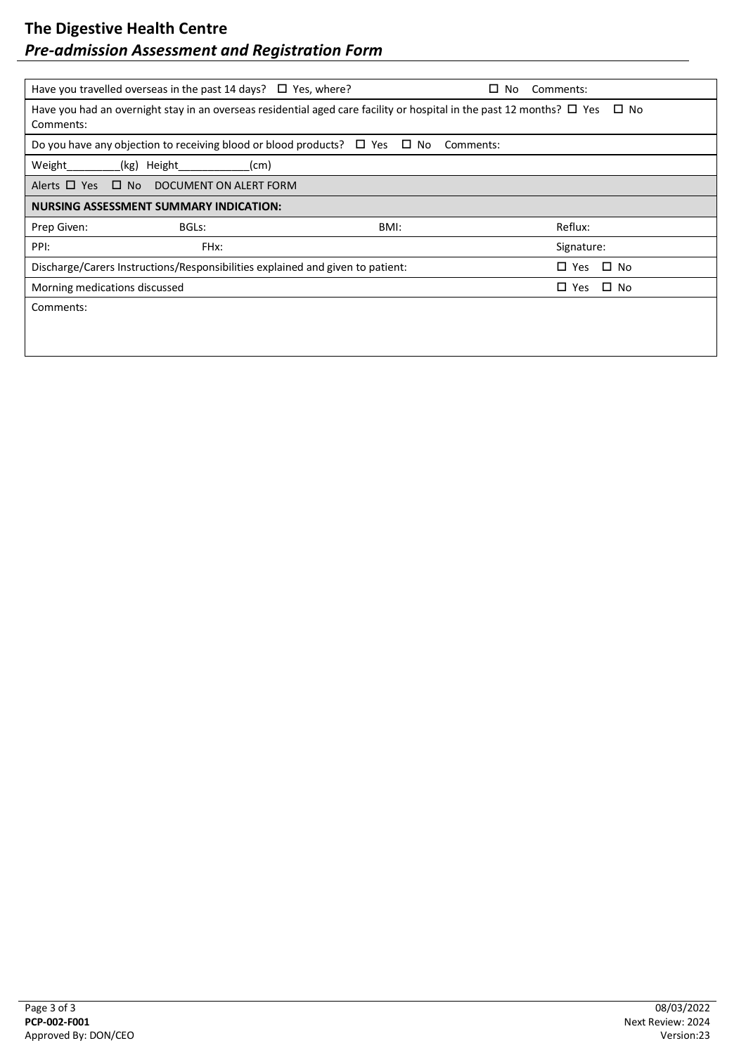# The Digestive Health Centre

## *Pre-admission Assessment and Registration Form*

| | | | |
|---|---|---|---|
| Have you travelled overseas in the past 14 days? ☐ Yes, where? | | ☐ No | Comments: |
| Have you had an overnight stay in an overseas residential aged care facility or hospital in the past 12 months? ☐ Yes ☐ No<br>Comments: | | | |
| Do you have any objection to receiving blood or blood products? ☐ Yes ☐ No Comments: | | | |
| Weight_________(kg) Height____________(cm) | | | |
| Alerts ☐ Yes ☐ No DOCUMENT ON ALERT FORM | | | |
| **NURSING ASSESSMENT SUMMARY INDICATION:** | | | |
| Prep Given: | BGLs: | BMI: | Reflux: |
| PPI: | FHx: | | Signature: |
| Discharge/Carers Instructions/Responsibilities explained and given to patient: | | | ☐ Yes ☐ No |
| Morning medications discussed | | | ☐ Yes ☐ No |
| Comments: | | | |

PCP-002-F001

Approved By: DON/CEO

08/03/2022

Next Review: 2024

Version:23